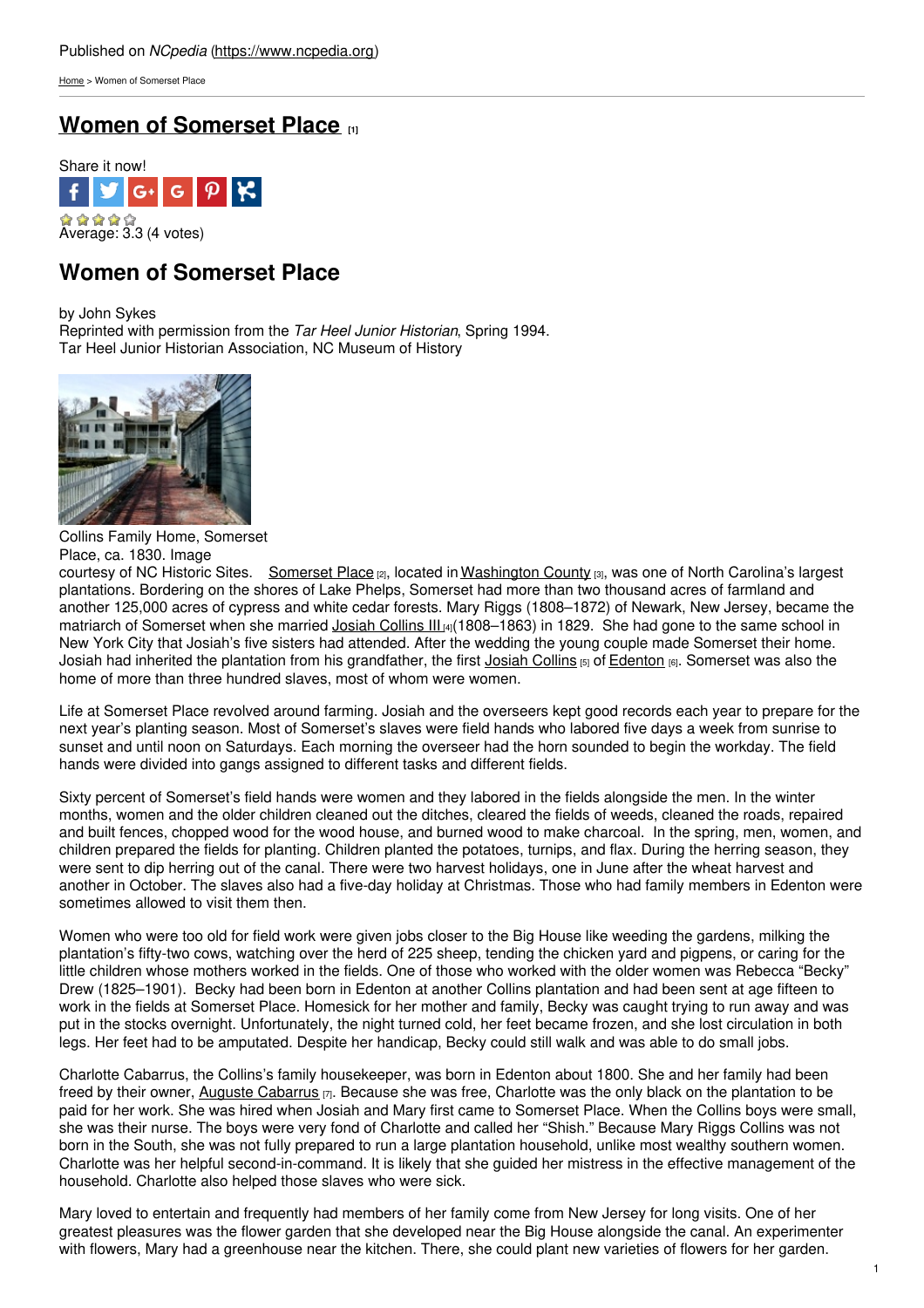Published on *NCpedia* (https://www.ncpedia.org)

Home > Women of Somerset Place

# Women of Somerset Place [1]

Share it now!

Average: 3.3 (4 votes)

## Women of Somerset Place

by John Sykes
Reprinted with permission from the *Tar Heel Junior Historian*, Spring 1994.
Tar Heel Junior Historian Association, NC Museum of History

Collins Family Home, Somerset Place, ca. 1830. Image courtesy of NC Historic Sites.

Somerset Place [2], located in Washington County [3], was one of North Carolina's largest plantations. Bordering on the shores of Lake Phelps, Somerset had more than two thousand acres of farmland and another 125,000 acres of cypress and white cedar forests. Mary Riggs (1808–1872) of Newark, New Jersey, became the matriarch of Somerset when she married Josiah Collins III [4](1808–1863) in 1829. She had gone to the same school in New York City that Josiah's five sisters had attended. After the wedding the young couple made Somerset their home. Josiah had inherited the plantation from his grandfather, the first Josiah Collins [5] of Edenton [6]. Somerset was also the home of more than three hundred slaves, most of whom were women.

Life at Somerset Place revolved around farming. Josiah and the overseers kept good records each year to prepare for the next year's planting season. Most of Somerset's slaves were field hands who labored five days a week from sunrise to sunset and until noon on Saturdays. Each morning the overseer had the horn sounded to begin the workday. The field hands were divided into gangs assigned to different tasks and different fields.

Sixty percent of Somerset's field hands were women and they labored in the fields alongside the men. In the winter months, women and the older children cleaned out the ditches, cleared the fields of weeds, cleaned the roads, repaired and built fences, chopped wood for the wood house, and burned wood to make charcoal. In the spring, men, women, and children prepared the fields for planting. Children planted the potatoes, turnips, and flax. During the herring season, they were sent to dip herring out of the canal. There were two harvest holidays, one in June after the wheat harvest and another in October. The slaves also had a five-day holiday at Christmas. Those who had family members in Edenton were sometimes allowed to visit them then.

Women who were too old for field work were given jobs closer to the Big House like weeding the gardens, milking the plantation's fifty-two cows, watching over the herd of 225 sheep, tending the chicken yard and pigpens, or caring for the little children whose mothers worked in the fields. One of those who worked with the older women was Rebecca "Becky" Drew (1825–1901). Becky had been born in Edenton at another Collins plantation and had been sent at age fifteen to work in the fields at Somerset Place. Homesick for her mother and family, Becky was caught trying to run away and was put in the stocks overnight. Unfortunately, the night turned cold, her feet became frozen, and she lost circulation in both legs. Her feet had to be amputated. Despite her handicap, Becky could still walk and was able to do small jobs.

Charlotte Cabarrus, the Collins's family housekeeper, was born in Edenton about 1800. She and her family had been freed by their owner, Auguste Cabarrus [7]. Because she was free, Charlotte was the only black on the plantation to be paid for her work. She was hired when Josiah and Mary first came to Somerset Place. When the Collins boys were small, she was their nurse. The boys were very fond of Charlotte and called her "Shish." Because Mary Riggs Collins was not born in the South, she was not fully prepared to run a large plantation household, unlike most wealthy southern women. Charlotte was her helpful second-in-command. It is likely that she guided her mistress in the effective management of the household. Charlotte also helped those slaves who were sick.

Mary loved to entertain and frequently had members of her family come from New Jersey for long visits. One of her greatest pleasures was the flower garden that she developed near the Big House alongside the canal. An experimenter with flowers, Mary had a greenhouse near the kitchen. There, she could plant new varieties of flowers for her garden.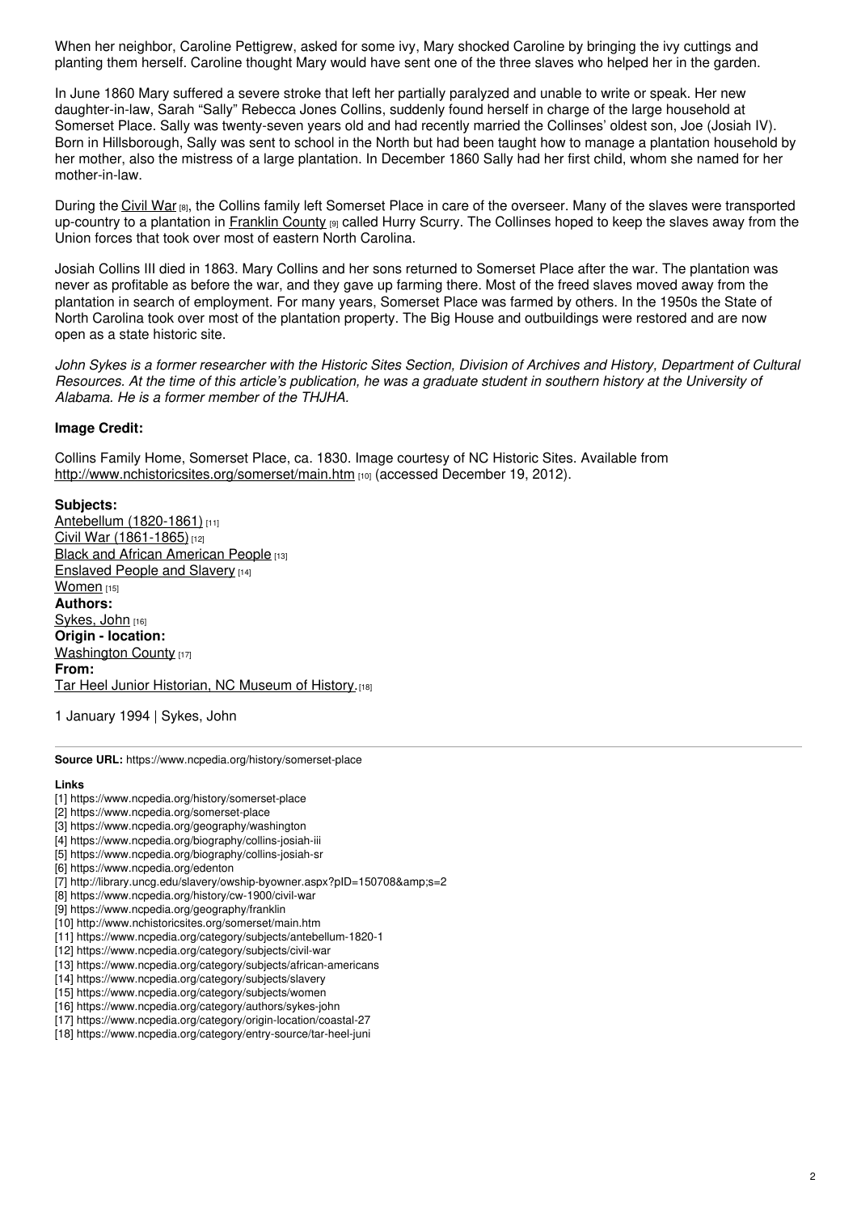When her neighbor, Caroline Pettigrew, asked for some ivy, Mary shocked Caroline by bringing the ivy cuttings and planting them herself. Caroline thought Mary would have sent one of the three slaves who helped her in the garden.

In June 1860 Mary suffered a severe stroke that left her partially paralyzed and unable to write or speak. Her new daughter-in-law, Sarah "Sally" Rebecca Jones Collins, suddenly found herself in charge of the large household at Somerset Place. Sally was twenty-seven years old and had recently married the Collinses' oldest son, Joe (Josiah IV). Born in Hillsborough, Sally was sent to school in the North but had been taught how to manage a plantation household by her mother, also the mistress of a large plantation. In December 1860 Sally had her first child, whom she named for her mother-in-law.

During the Civil War [8], the Collins family left Somerset Place in care of the overseer. Many of the slaves were transported up-country to a plantation in Franklin County [9] called Hurry Scurry. The Collinses hoped to keep the slaves away from the Union forces that took over most of eastern North Carolina.

Josiah Collins III died in 1863. Mary Collins and her sons returned to Somerset Place after the war. The plantation was never as profitable as before the war, and they gave up farming there. Most of the freed slaves moved away from the plantation in search of employment. For many years, Somerset Place was farmed by others. In the 1950s the State of North Carolina took over most of the plantation property. The Big House and outbuildings were restored and are now open as a state historic site.

*John Sykes is a former researcher with the Historic Sites Section, Division of Archives and History, Department of Cultural Resources. At the time of this article's publication, he was a graduate student in southern history at the University of Alabama. He is a former member of the THJHA.*

**Image Credit:**

Collins Family Home, Somerset Place, ca. 1830. Image courtesy of NC Historic Sites. Available from http://www.nchistoricsites.org/somerset/main.htm [10] (accessed December 19, 2012).

**Subjects:**
Antebellum (1820-1861) [11]
Civil War (1861-1865) [12]
Black and African American People [13]
Enslaved People and Slavery [14]
Women [15]
**Authors:**
Sykes, John [16]
**Origin - location:**
Washington County [17]
**From:**
Tar Heel Junior Historian, NC Museum of History. [18]

1 January 1994 | Sykes, John

**Source URL:** https://www.ncpedia.org/history/somerset-place

**Links**
[1] https://www.ncpedia.org/history/somerset-place
[2] https://www.ncpedia.org/somerset-place
[3] https://www.ncpedia.org/geography/washington
[4] https://www.ncpedia.org/biography/collins-josiah-iii
[5] https://www.ncpedia.org/biography/collins-josiah-sr
[6] https://www.ncpedia.org/edenton
[7] http://library.uncg.edu/slavery/owship-byowner.aspx?pID=150708&amp;s=2
[8] https://www.ncpedia.org/history/cw-1900/civil-war
[9] https://www.ncpedia.org/geography/franklin
[10] http://www.nchistoricsites.org/somerset/main.htm
[11] https://www.ncpedia.org/category/subjects/antebellum-1820-1
[12] https://www.ncpedia.org/category/subjects/civil-war
[13] https://www.ncpedia.org/category/subjects/african-americans
[14] https://www.ncpedia.org/category/subjects/slavery
[15] https://www.ncpedia.org/category/subjects/women
[16] https://www.ncpedia.org/category/authors/sykes-john
[17] https://www.ncpedia.org/category/origin-location/coastal-27
[18] https://www.ncpedia.org/category/entry-source/tar-heel-juni